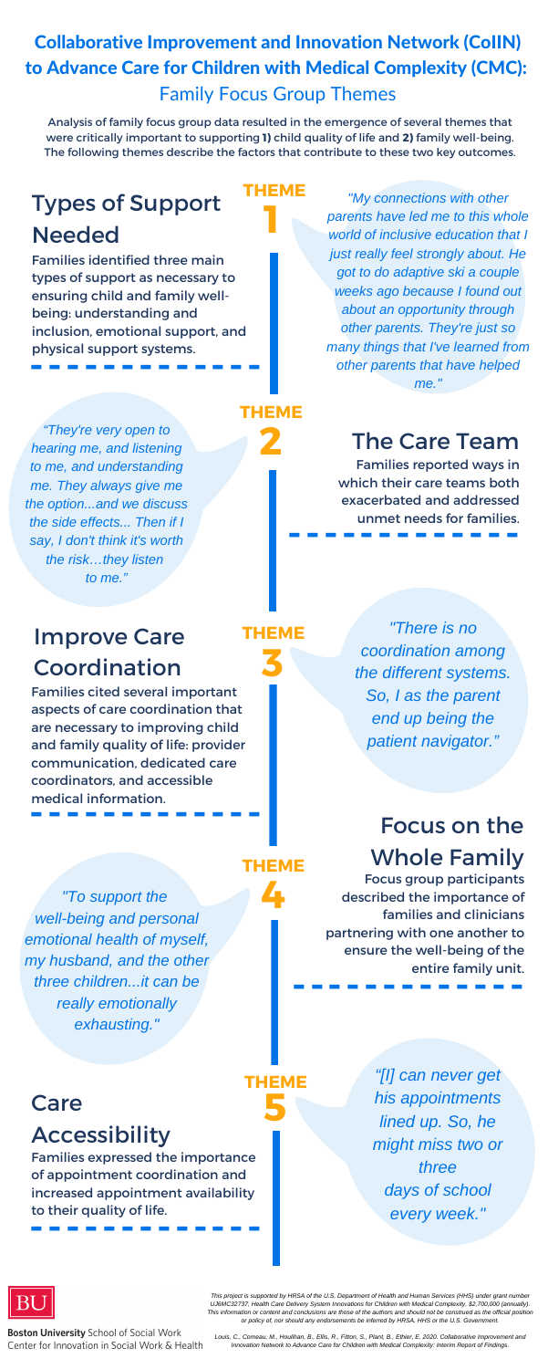# Collaborative Improvement and Innovation Network (CoIIN) to Advance Care for Children with Medical Complexity (CMC):

## Family Focus Group Themes

Analysis of family focus group data resulted in the emergence of several themes that were critically important to supporting **1)** child quality of life and **2)** family well-being. The following themes describe the factors that contribute to these two key outcomes.

### THEME 1

## Types of Support Needed

Families identified three main types of support as necessary to ensuring child and family well-being: understanding and inclusion, emotional support, and physical support systems.

*"My connections with other parents have led me to this whole world of inclusive education that I just really feel strongly about. He got to do adaptive ski a couple weeks ago because I found out about an opportunity through other parents. They're just so many things that I've learned from other parents that have helped me."*

### THEME 2

## The Care Team

Families reported ways in which their care teams both exacerbated and addressed unmet needs for families.

*"They're very open to hearing me, and listening to me, and understanding me. They always give me the option...and we discuss the side effects... Then if I say, I don't think it's worth the risk…they listen to me."*

### THEME 3

## Improve Care Coordination

Families cited several important aspects of care coordination that are necessary to improving child and family quality of life: provider communication, dedicated care coordinators, and accessible medical information.

*"There is no coordination among the different systems. So, I as the parent end up being the patient navigator."*

### THEME 4

## Focus on the Whole Family

Focus group participants described the importance of families and clinicians partnering with one another to ensure the well-being of the entire family unit.

*"To support the well-being and personal emotional health of myself, my husband, and the other three children...it can be really emotionally exhausting."*

### THEME 5

## Care Accessibility

Families expressed the importance of appointment coordination and increased appointment availability to their quality of life.

*"[I] can never get his appointments lined up. So, he might miss two or three days of school every week."*

BU

**Boston University** School of Social Work
Center for Innovation in Social Work & Health

*This project is supported by HRSA of the U.S. Department of Health and Human Services (HHS) under grant number UJ6MC32737, Health Care Delivery System Innovations for Children with Medical Complexity, $2,700,000 (annually). This information or content and conclusions are those of the authors and should not be construed as the official position or policy of, nor should any endorsements be inferred by HRSA, HHS or the U.S. Government.*

*Louis, C., Comeau, M., Houlihan, B., Ellis, R., Fitton, S., Plant, B., Ethier, E. 2020. Collaborative Improvement and Innovation Network to Advance Care for Children with Medical Complexity: Interim Report of Findings.*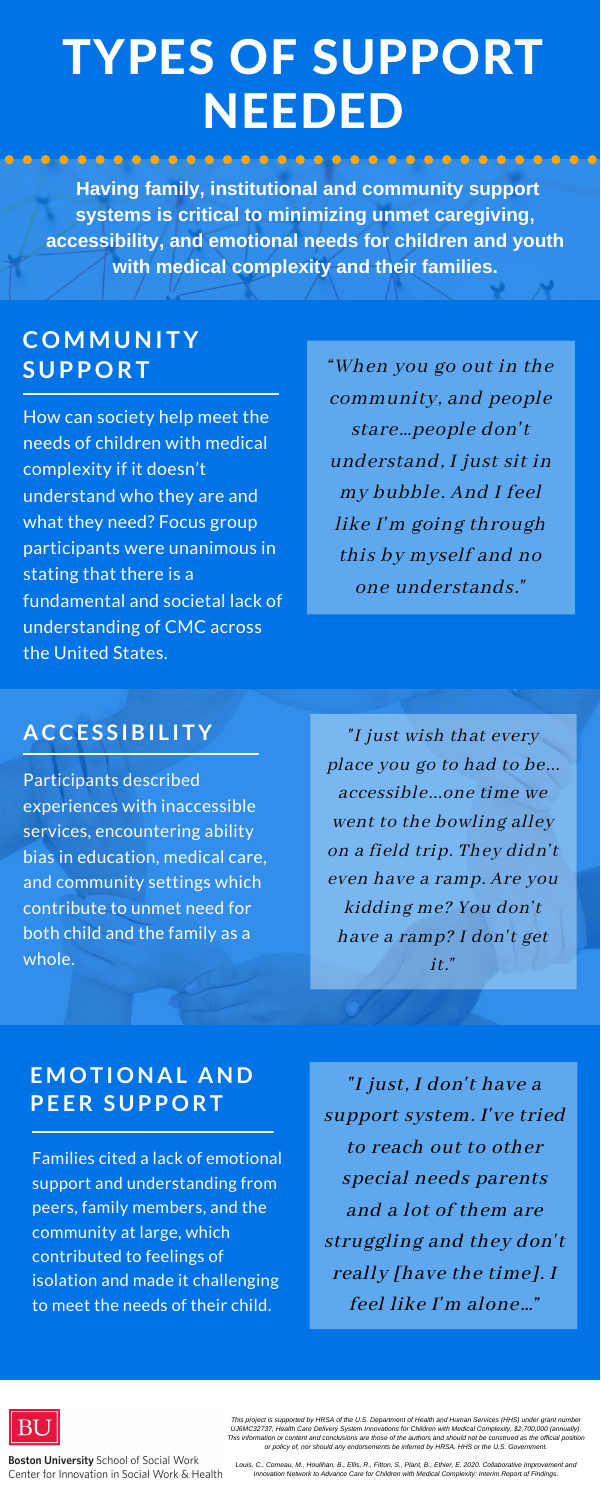# TYPES OF SUPPORT NEEDED

**Having family, institutional and community support systems is critical to minimizing unmet caregiving, accessibility, and emotional needs for children and youth with medical complexity and their families.**

## COMMUNITY SUPPORT

How can society help meet the needs of children with medical complexity if it doesn't understand who they are and what they need? Focus group participants were unanimous in stating that there is a fundamental and societal lack of understanding of CMC across the United States.

*"When you go out in the community, and people stare...people don't understand, I just sit in my bubble. And I feel like I'm going through this by myself and no one understands."*

## ACCESSIBILITY

Participants described experiences with inaccessible services, encountering ability bias in education, medical care, and community settings which contribute to unmet need for both child and the family as a whole.

*"I just wish that every place you go to had to be... accessible...one time we went to the bowling alley on a field trip. They didn't even have a ramp. Are you kidding me? You don't have a ramp? I don't get it."*

## EMOTIONAL AND PEER SUPPORT

Families cited a lack of emotional support and understanding from peers, family members, and the community at large, which contributed to feelings of isolation and made it challenging to meet the needs of their child.

*"I just, I don't have a support system. I've tried to reach out to other special needs parents and a lot of them are struggling and they don't really [have the time]. I feel like I'm alone..."*

BU

**Boston University** School of Social Work
Center for Innovation in Social Work & Health

*This project is supported by HRSA of the U.S. Department of Health and Human Services (HHS) under grant number UJ6MC32737, Health Care Delivery System Innovations for Children with Medical Complexity, $2,700,000 (annually). This information or content and conclusions are those of the authors and should not be construed as the official position or policy of, nor should any endorsements be inferred by HRSA, HHS or the U.S. Government.*

*Louis, C., Comeau, M., Houlihan, B., Ellis, R., Fitton, S., Plant, B., Ethier, E. 2020. Collaborative Improvement and Innovation Network to Advance Care for Children with Medical Complexity: Interim Report of Findings.*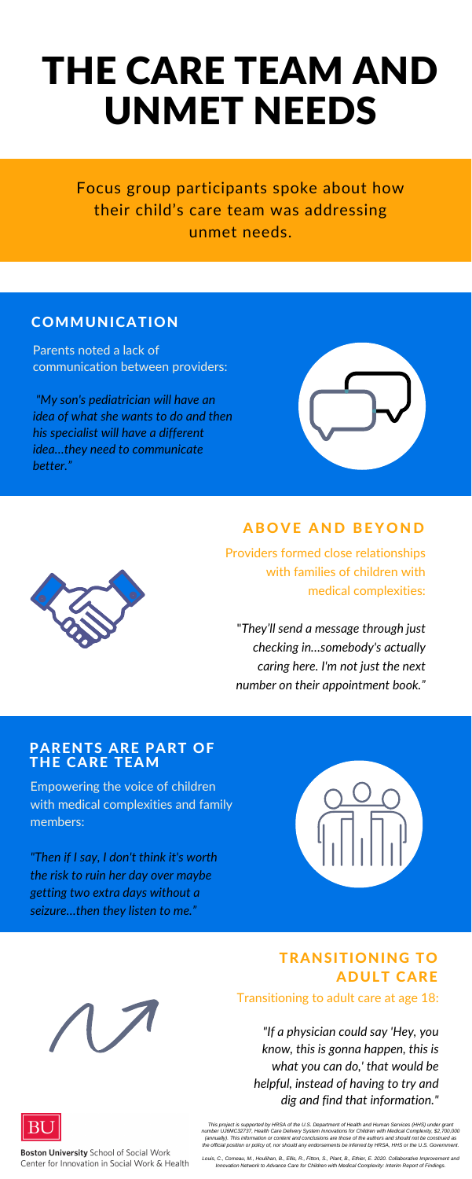# THE CARE TEAM AND UNMET NEEDS

Focus group participants spoke about how their child's care team was addressing unmet needs.

## COMMUNICATION

Parents noted a lack of communication between providers:

*"My son's pediatrician will have an idea of what she wants to do and then his specialist will have a different idea…they need to communicate better."*

## ABOVE AND BEYOND

Providers formed close relationships with families of children with medical complexities:

*"They'll send a message through just checking in…somebody's actually caring here. I'm not just the next number on their appointment book."*

## PARENTS ARE PART OF THE CARE TEAM

Empowering the voice of children with medical complexities and family members:

*"Then if I say, I don't think it's worth the risk to ruin her day over maybe getting two extra days without a seizure…then they listen to me."*

## TRANSITIONING TO ADULT CARE

Transitioning to adult care at age 18:

*"If a physician could say 'Hey, you know, this is gonna happen, this is what you can do,' that would be helpful, instead of having to try and dig and find that information."*

**Boston University** School of Social Work
Center for Innovation in Social Work & Health

*This project is supported by HRSA of the U.S. Department of Health and Human Services (HHS) under grant number UJ6MC32737, Health Care Delivery System Innovations for Children with Medical Complexity, $2,700,000 (annually). This information or content and conclusions are those of the authors and should not be construed as the official position or policy of, nor should any endorsements be inferred by HRSA, HHS or the U.S. Government.*

*Louis, C., Comeau, M., Houlihan, B., Ellis, R., Fitton, S., Plant, B., Ethier, E. 2020. Collaborative Improvement and Innovation Network to Advance Care for Children with Medical Complexity: Interim Report of Findings.*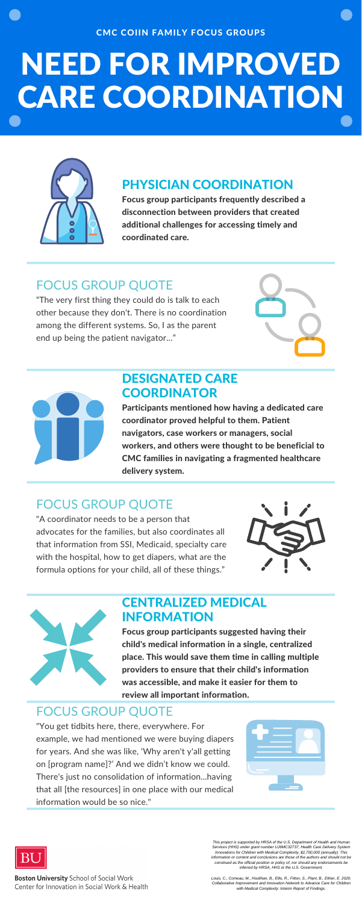CMC COIIN FAMILY FOCUS GROUPS

# NEED FOR IMPROVED CARE COORDINATION

## PHYSICIAN COORDINATION

**Focus group participants frequently described a disconnection between providers that created additional challenges for accessing timely and coordinated care.**

## FOCUS GROUP QUOTE

"The very first thing they could do is talk to each other because they don't. There is no coordination among the different systems. So, I as the parent end up being the patient navigator..."

## DESIGNATED CARE COORDINATOR

**Participants mentioned how having a dedicated care coordinator proved helpful to them. Patient navigators, case workers or managers, social workers, and others were thought to be beneficial to CMC families in navigating a fragmented healthcare delivery system.**

## FOCUS GROUP QUOTE

"A coordinator needs to be a person that advocates for the families, but also coordinates all that information from SSI, Medicaid, specialty care with the hospital, how to get diapers, what are the formula options for your child, all of these things."

## CENTRALIZED MEDICAL INFORMATION

**Focus group participants suggested having their child's medical information in a single, centralized place. This would save them time in calling multiple providers to ensure that their child's information was accessible, and make it easier for them to review all important information.**

## FOCUS GROUP QUOTE

"You get tidbits here, there, everywhere. For example, we had mentioned we were buying diapers for years. And she was like, 'Why aren't y'all getting on [program name]?' And we didn't know we could. There's just no consolidation of information...having that all [the resources] in one place with our medical information would be so nice."

BU

**Boston University** School of Social Work
Center for Innovation in Social Work & Health

*This project is supported by HRSA of the U.S. Department of Health and Human Services (HHS) under grant number UJ6MC32737, Health Care Delivery System Innovations for Children with Medical Complexity, $2,700,000 (annually). This information or content and conclusions are those of the authors and should not be construed as the official position or policy of, nor should any endorsements be inferred by HRSA, HHS or the U.S. Government.*

*Louis, C., Comeau, M., Houlihan, B., Ellis, R., Fitton, S., Plant, B., Ethier, E. 2020. Collaborative Improvement and Innovation Network to Advance Care for Children with Medical Complexity: Interim Report of Findings.*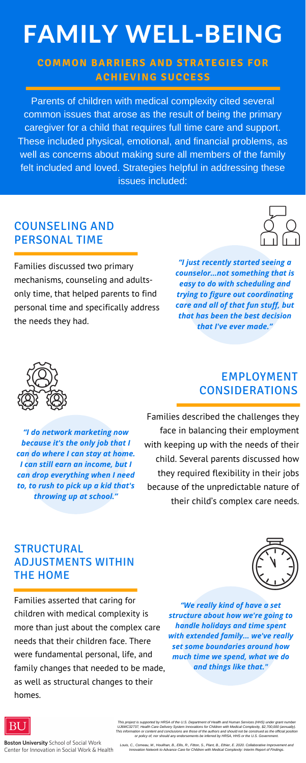# FAMILY WELL-BEING

## COMMON BARRIERS AND STRATEGIES FOR ACHIEVING SUCCESS

Parents of children with medical complexity cited several common issues that arose as the result of being the primary caregiver for a child that requires full time care and support. These included physical, emotional, and financial problems, as well as concerns about making sure all members of the family felt included and loved. Strategies helpful in addressing these issues included:

## COUNSELING AND PERSONAL TIME

Families discussed two primary mechanisms, counseling and adults-only time, that helped parents to find personal time and specifically address the needs they had.

***"I just recently started seeing a counselor...not something that is easy to do with scheduling and trying to figure out coordinating care and all of that fun stuff, but that has been the best decision that I've ever made."***

## EMPLOYMENT CONSIDERATIONS

Families described the challenges they face in balancing their employment with keeping up with the needs of their child. Several parents discussed how they required flexibility in their jobs because of the unpredictable nature of their child's complex care needs.

***"I do network marketing now because it's the only job that I can do where I can stay at home. I can still earn an income, but I can drop everything when I need to, to rush to pick up a kid that's throwing up at school."***

## STRUCTURAL ADJUSTMENTS WITHIN THE HOME

Families asserted that caring for children with medical complexity is more than just about the complex care needs that their children face. There were fundamental personal, life, and family changes that needed to be made, as well as structural changes to their homes.

***"We really kind of have a set structure about how we're going to handle holidays and time spent with extended family... we've really set some boundaries around how much time we spend, what we do and things like that."***

**Boston University** School of Social Work
Center for Innovation in Social Work & Health

*This project is supported by HRSA of the U.S. Department of Health and Human Services (HHS) under grant number UJ6MC32737, Health Care Delivery System Innovations for Children with Medical Complexity, $2,700,000 (annually). This information or content and conclusions are those of the authors and should not be construed as the official position or policy of, nor should any endorsements be inferred by HRSA, HHS or the U.S. Government.*

*Louis, C., Comeau, M., Houlihan, B., Ellis, R., Fitton, S., Plant, B., Ethier, E. 2020. Collaborative Improvement and Innovation Network to Advance Care for Children with Medical Complexity: Interim Report of Findings.*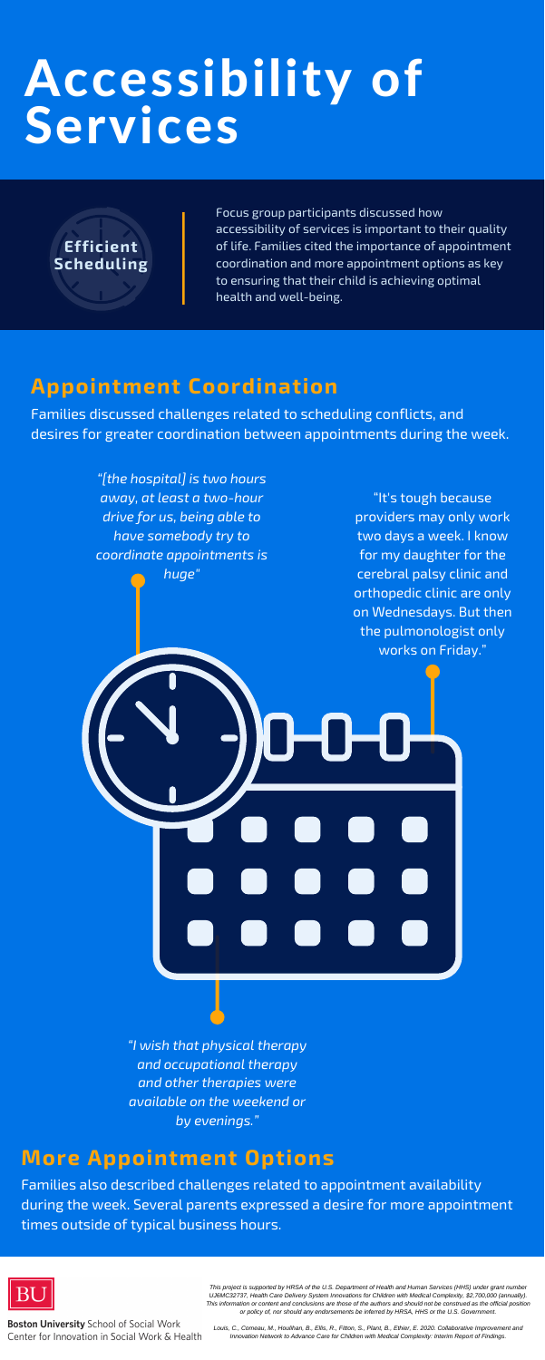# Accessibility of Services

**Efficient Scheduling**

Focus group participants discussed how accessibility of services is important to their quality of life. Families cited the importance of appointment coordination and more appointment options as key to ensuring that their child is achieving optimal health and well-being.

## Appointment Coordination

Families discussed challenges related to scheduling conflicts, and desires for greater coordination between appointments during the week.

*"[the hospital] is two hours away, at least a two-hour drive for us, being able to have somebody try to coordinate appointments is huge"*

"It's tough because providers may only work two days a week. I know for my daughter for the cerebral palsy clinic and orthopedic clinic are only on Wednesdays. But then the pulmonologist only works on Friday."

*"I wish that physical therapy and occupational therapy and other therapies were available on the weekend or by evenings."*

## More Appointment Options

Families also described challenges related to appointment availability during the week. Several parents expressed a desire for more appointment times outside of typical business hours.

BU

**Boston University** School of Social Work
Center for Innovation in Social Work & Health

*This project is supported by HRSA of the U.S. Department of Health and Human Services (HHS) under grant number U6MC32737, Health Care Delivery System Innovations for Children with Medical Complexity, $2,700,000 (annually). This information or content and conclusions are those of the authors and should not be construed as the official position or policy of, nor should any endorsements be inferred by HRSA, HHS or the U.S. Government.*

*Louis, C., Comeau, M., Houlihan, B., Ellis, R., Fitton, S., Plant, B., Ethier, E. 2020. Collaborative Improvement and Innovation Network to Advance Care for Children with Medical Complexity: Interim Report of Findings.*